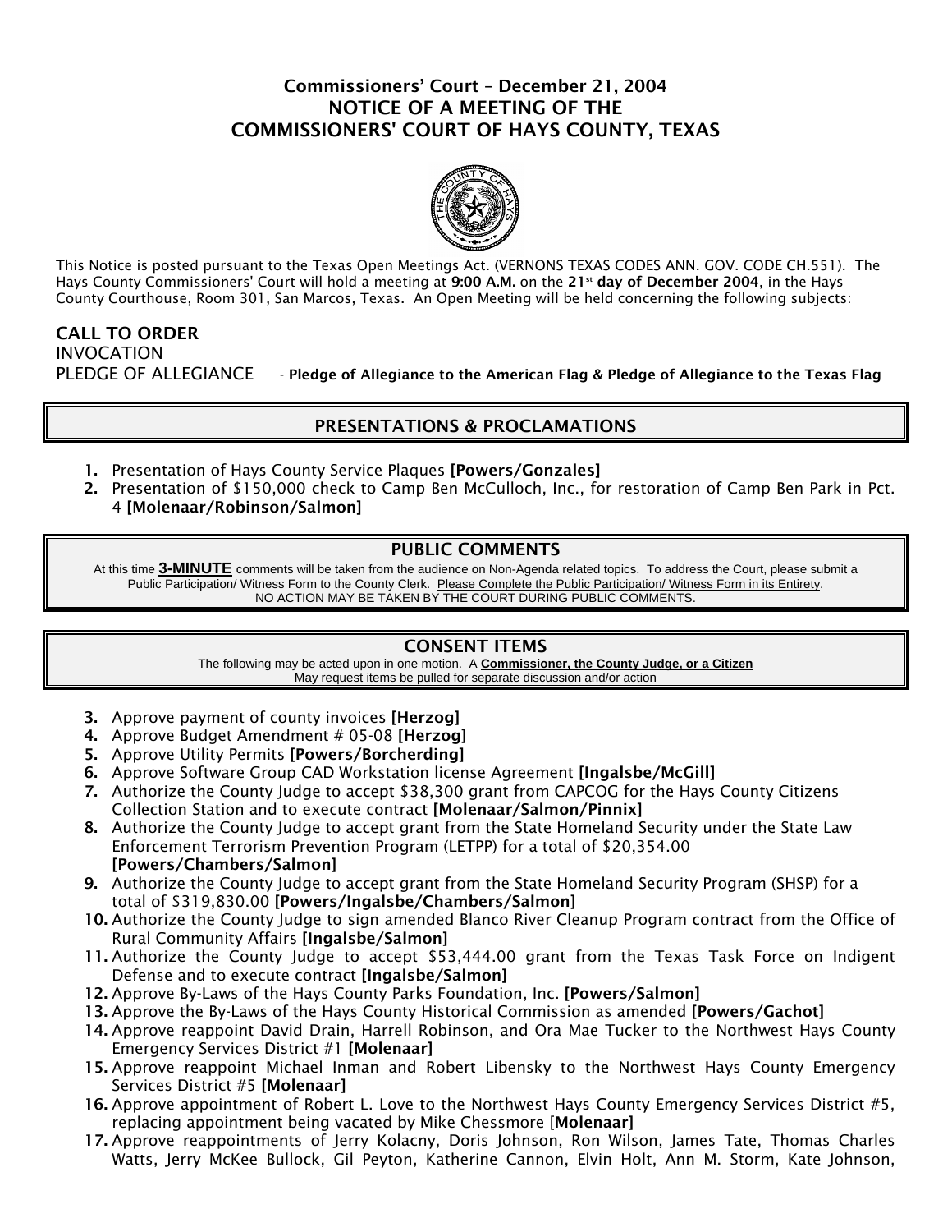# Commissioners' Court – December 21, 2004
# NOTICE OF A MEETING OF THE COMMISSIONERS' COURT OF HAYS COUNTY, TEXAS

This Notice is posted pursuant to the Texas Open Meetings Act. (VERNONS TEXAS CODES ANN. GOV. CODE CH.551). The Hays County Commissioners' Court will hold a meeting at **9:00 A.M.** on the **21st day of December 2004**, in the Hays County Courthouse, Room 301, San Marcos, Texas. An Open Meeting will be held concerning the following subjects:

**CALL TO ORDER**

INVOCATION

PLEDGE OF ALLEGIANCE - **Pledge of Allegiance to the American Flag & Pledge of Allegiance to the Texas Flag**

## PRESENTATIONS & PROCLAMATIONS

1. Presentation of Hays County Service Plaques **[Powers/Gonzales]**
2. Presentation of $150,000 check to Camp Ben McCulloch, Inc., for restoration of Camp Ben Park in Pct. 4 **[Molenaar/Robinson/Salmon]**

## PUBLIC COMMENTS

At this time **3-MINUTE** comments will be taken from the audience on Non-Agenda related topics. To address the Court, please submit a Public Participation/ Witness Form to the County Clerk. Please Complete the Public Participation/ Witness Form in its Entirety. NO ACTION MAY BE TAKEN BY THE COURT DURING PUBLIC COMMENTS.

## CONSENT ITEMS

The following may be acted upon in one motion. A **Commissioner, the County Judge, or a Citizen** May request items be pulled for separate discussion and/or action

3. Approve payment of county invoices **[Herzog]**
4. Approve Budget Amendment # 05-08 **[Herzog]**
5. Approve Utility Permits **[Powers/Borcherding]**
6. Approve Software Group CAD Workstation license Agreement **[Ingalsbe/McGill]**
7. Authorize the County Judge to accept $38,300 grant from CAPCOG for the Hays County Citizens Collection Station and to execute contract **[Molenaar/Salmon/Pinnix]**
8. Authorize the County Judge to accept grant from the State Homeland Security under the State Law Enforcement Terrorism Prevention Program (LETPP) for a total of $20,354.00 **[Powers/Chambers/Salmon]**
9. Authorize the County Judge to accept grant from the State Homeland Security Program (SHSP) for a total of $319,830.00 **[Powers/Ingalsbe/Chambers/Salmon]**
10. Authorize the County Judge to sign amended Blanco River Cleanup Program contract from the Office of Rural Community Affairs **[Ingalsbe/Salmon]**
11. Authorize the County Judge to accept $53,444.00 grant from the Texas Task Force on Indigent Defense and to execute contract **[Ingalsbe/Salmon]**
12. Approve By-Laws of the Hays County Parks Foundation, Inc. **[Powers/Salmon]**
13. Approve the By-Laws of the Hays County Historical Commission as amended **[Powers/Gachot]**
14. Approve reappoint David Drain, Harrell Robinson, and Ora Mae Tucker to the Northwest Hays County Emergency Services District #1 **[Molenaar]**
15. Approve reappoint Michael Inman and Robert Libensky to the Northwest Hays County Emergency Services District #5 **[Molenaar]**
16. Approve appointment of Robert L. Love to the Northwest Hays County Emergency Services District #5, replacing appointment being vacated by Mike Chessmore [**Molenaar]**
17. Approve reappointments of Jerry Kolacny, Doris Johnson, Ron Wilson, James Tate, Thomas Charles Watts, Jerry McKee Bullock, Gil Peyton, Katherine Cannon, Elvin Holt, Ann M. Storm, Kate Johnson,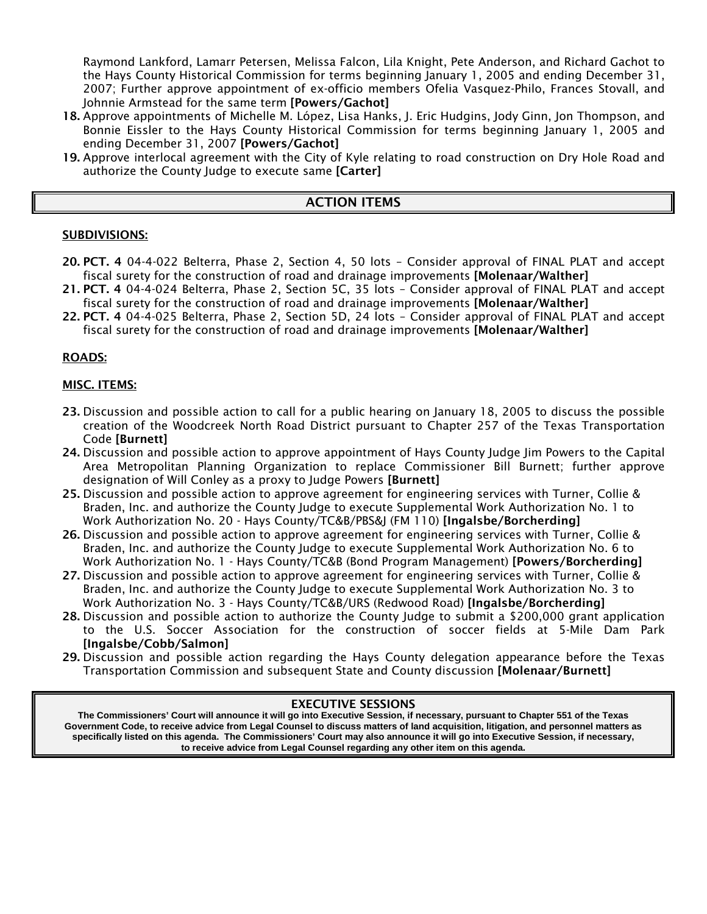Raymond Lankford, Lamarr Petersen, Melissa Falcon, Lila Knight, Pete Anderson, and Richard Gachot to the Hays County Historical Commission for terms beginning January 1, 2005 and ending December 31, 2007; Further approve appointment of ex-officio members Ofelia Vasquez-Philo, Frances Stovall, and Johnnie Armstead for the same term **[Powers/Gachot]**

18. Approve appointments of Michelle M. López, Lisa Hanks, J. Eric Hudgins, Jody Ginn, Jon Thompson, and Bonnie Eissler to the Hays County Historical Commission for terms beginning January 1, 2005 and ending December 31, 2007 **[Powers/Gachot]**
19. Approve interlocal agreement with the City of Kyle relating to road construction on Dry Hole Road and authorize the County Judge to execute same **[Carter]**

## ACTION ITEMS

**SUBDIVISIONS:**

20. **PCT. 4** 04-4-022 Belterra, Phase 2, Section 4, 50 lots – Consider approval of FINAL PLAT and accept fiscal surety for the construction of road and drainage improvements **[Molenaar/Walther]**
21. **PCT. 4** 04-4-024 Belterra, Phase 2, Section 5C, 35 lots – Consider approval of FINAL PLAT and accept fiscal surety for the construction of road and drainage improvements **[Molenaar/Walther]**
22. **PCT. 4** 04-4-025 Belterra, Phase 2, Section 5D, 24 lots – Consider approval of FINAL PLAT and accept fiscal surety for the construction of road and drainage improvements **[Molenaar/Walther]**

**ROADS:**

**MISC. ITEMS:**

23. Discussion and possible action to call for a public hearing on January 18, 2005 to discuss the possible creation of the Woodcreek North Road District pursuant to Chapter 257 of the Texas Transportation Code **[Burnett]**
24. Discussion and possible action to approve appointment of Hays County Judge Jim Powers to the Capital Area Metropolitan Planning Organization to replace Commissioner Bill Burnett; further approve designation of Will Conley as a proxy to Judge Powers **[Burnett]**
25. Discussion and possible action to approve agreement for engineering services with Turner, Collie & Braden, Inc. and authorize the County Judge to execute Supplemental Work Authorization No. 1 to Work Authorization No. 20 - Hays County/TC&B/PBS&J (FM 110) **[Ingalsbe/Borcherding]**
26. Discussion and possible action to approve agreement for engineering services with Turner, Collie & Braden, Inc. and authorize the County Judge to execute Supplemental Work Authorization No. 6 to Work Authorization No. 1 - Hays County/TC&B (Bond Program Management) **[Powers/Borcherding]**
27. Discussion and possible action to approve agreement for engineering services with Turner, Collie & Braden, Inc. and authorize the County Judge to execute Supplemental Work Authorization No. 3 to Work Authorization No. 3 - Hays County/TC&B/URS (Redwood Road) **[Ingalsbe/Borcherding]**
28. Discussion and possible action to authorize the County Judge to submit a $200,000 grant application to the U.S. Soccer Association for the construction of soccer fields at 5-Mile Dam Park **[Ingalsbe/Cobb/Salmon]**
29. Discussion and possible action regarding the Hays County delegation appearance before the Texas Transportation Commission and subsequent State and County discussion **[Molenaar/Burnett]**

## EXECUTIVE SESSIONS

**The Commissioners' Court will announce it will go into Executive Session, if necessary, pursuant to Chapter 551 of the Texas Government Code, to receive advice from Legal Counsel to discuss matters of land acquisition, litigation, and personnel matters as specifically listed on this agenda. The Commissioners' Court may also announce it will go into Executive Session, if necessary, to receive advice from Legal Counsel regarding any other item on this agenda.**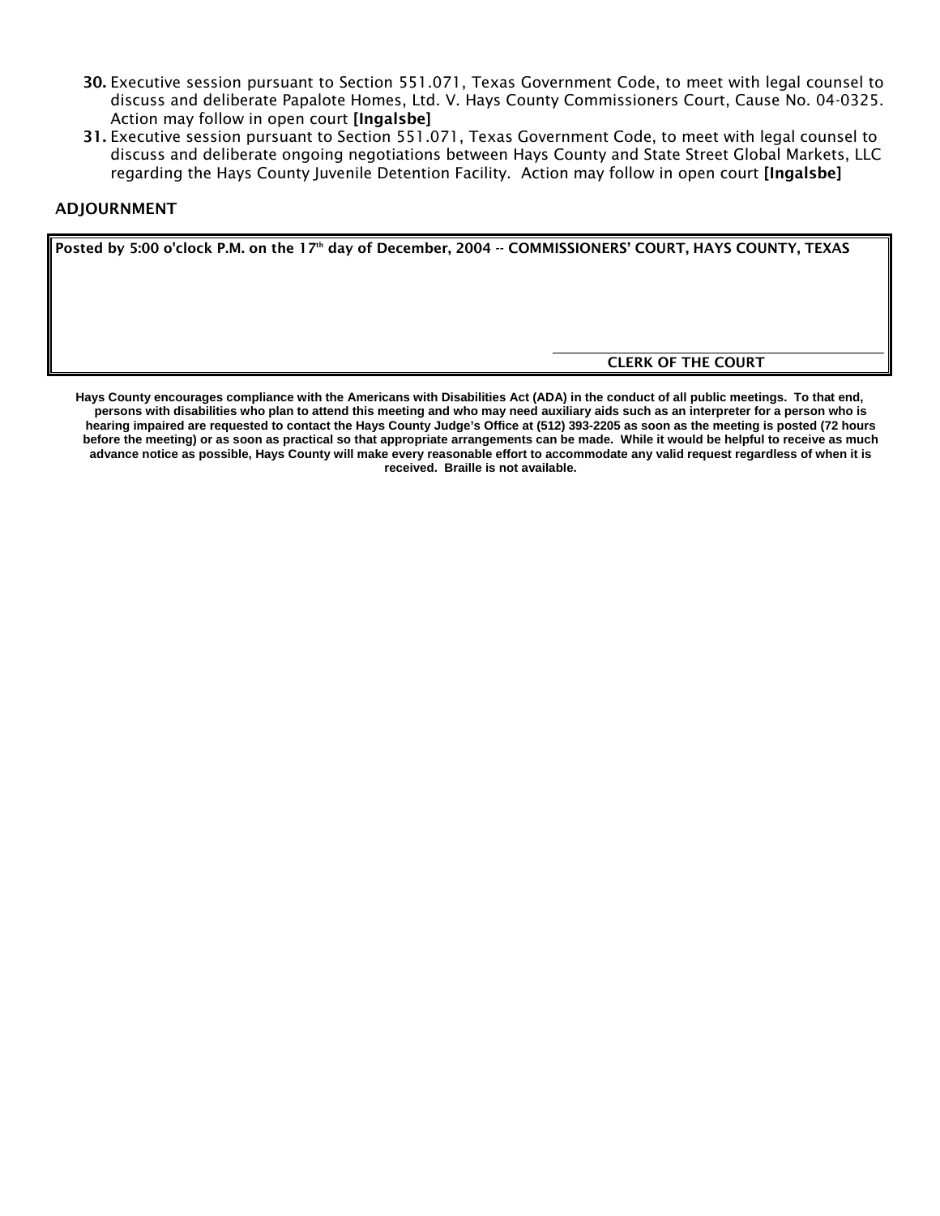30. Executive session pursuant to Section 551.071, Texas Government Code, to meet with legal counsel to discuss and deliberate Papalote Homes, Ltd. V. Hays County Commissioners Court, Cause No. 04-0325. Action may follow in open court **[Ingalsbe]**
31. Executive session pursuant to Section 551.071, Texas Government Code, to meet with legal counsel to discuss and deliberate ongoing negotiations between Hays County and State Street Global Markets, LLC regarding the Hays County Juvenile Detention Facility. Action may follow in open court **[Ingalsbe]**

ADJOURNMENT

**Posted by 5:00 o'clock P.M. on the 17th day of December, 2004 -- COMMISSIONERS' COURT, HAYS COUNTY, TEXAS**

\_\_\_\_\_\_\_\_\_\_\_\_\_\_\_\_\_\_\_\_\_\_\_\_\_\_\_\_\_\_

**CLERK OF THE COURT**

**Hays County encourages compliance with the Americans with Disabilities Act (ADA) in the conduct of all public meetings. To that end, persons with disabilities who plan to attend this meeting and who may need auxiliary aids such as an interpreter for a person who is hearing impaired are requested to contact the Hays County Judge's Office at (512) 393-2205 as soon as the meeting is posted (72 hours before the meeting) or as soon as practical so that appropriate arrangements can be made. While it would be helpful to receive as much advance notice as possible, Hays County will make every reasonable effort to accommodate any valid request regardless of when it is received. Braille is not available.**